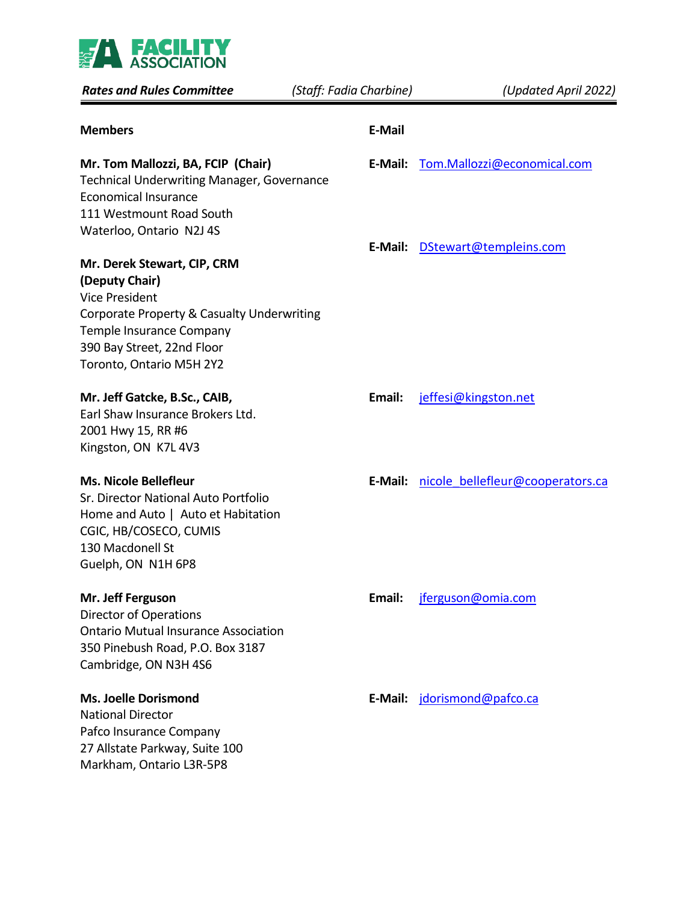# FACILITY ASSOCIATION

***Rates and Rules Committee*** *(Staff: Fadia Charbine)* *(Updated April 2022)*

| Members | E-Mail |
|---|---|
| **Mr. Tom Mallozzi, BA, FCIP (Chair)**<br>Technical Underwriting Manager, Governance<br>Economical Insurance<br>111 Westmount Road South<br>Waterloo, Ontario N2J 4S | **E-Mail:** Tom.Mallozzi@economical.com |
| **Mr. Derek Stewart, CIP, CRM (Deputy Chair)**<br>Vice President<br>Corporate Property & Casualty Underwriting<br>Temple Insurance Company<br>390 Bay Street, 22nd Floor<br>Toronto, Ontario M5H 2Y2 | **E-Mail:** DStewart@templeins.com |
| **Mr. Jeff Gatcke, B.Sc., CAIB,**<br>Earl Shaw Insurance Brokers Ltd.<br>2001 Hwy 15, RR #6<br>Kingston, ON K7L 4V3 | **Email:** jeffesi@kingston.net |
| **Ms. Nicole Bellefleur**<br>Sr. Director National Auto Portfolio<br>Home and Auto \| Auto et Habitation<br>CGIC, HB/COSECO, CUMIS<br>130 Macdonell St<br>Guelph, ON N1H 6P8 | **E-Mail:** nicole_bellefleur@cooperators.ca |
| **Mr. Jeff Ferguson**<br>Director of Operations<br>Ontario Mutual Insurance Association<br>350 Pinebush Road, P.O. Box 3187<br>Cambridge, ON N3H 4S6 | **Email:** jferguson@omia.com |
| **Ms. Joelle Dorismond**<br>National Director<br>Pafco Insurance Company<br>27 Allstate Parkway, Suite 100<br>Markham, Ontario L3R-5P8 | **E-Mail:** jdorismond@pafco.ca |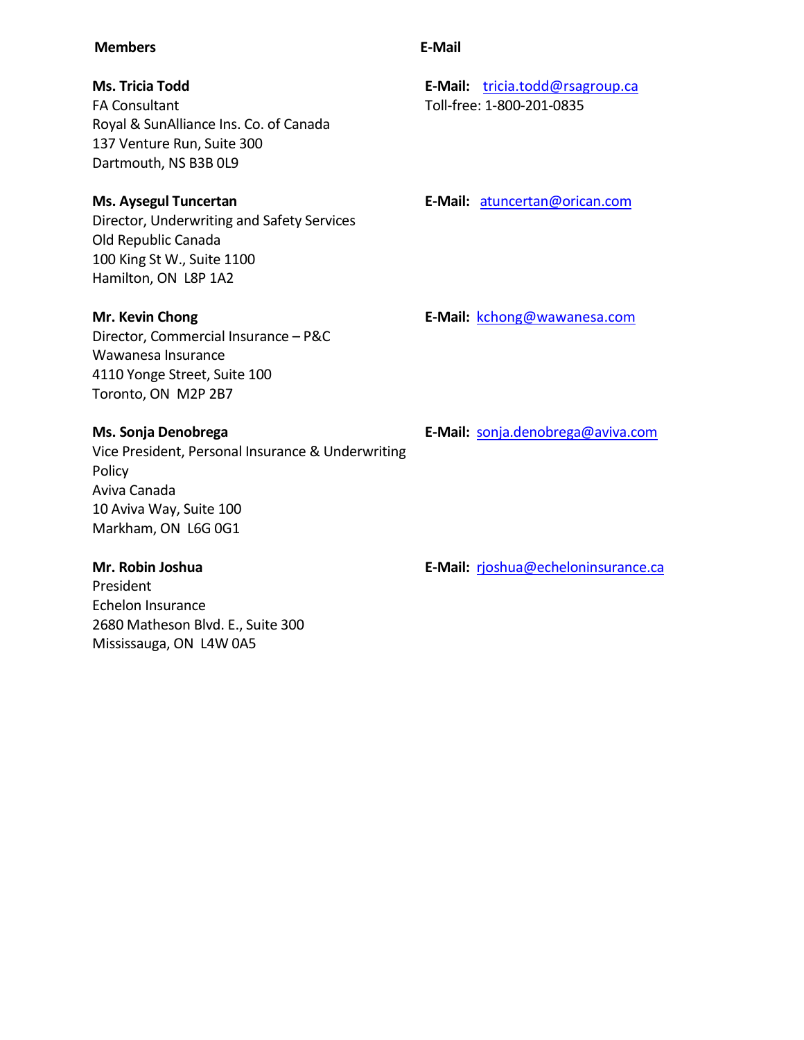| Members | E-Mail |
| --- | --- |
| **Ms. Tricia Todd**<br>FA Consultant<br>Royal & SunAlliance Ins. Co. of Canada<br>137 Venture Run, Suite 300<br>Dartmouth, NS B3B 0L9 | **E-Mail:** tricia.todd@rsagroup.ca<br>Toll-free: 1-800-201-0835 |
| **Ms. Aysegul Tuncertan**<br>Director, Underwriting and Safety Services<br>Old Republic Canada<br>100 King St W., Suite 1100<br>Hamilton, ON L8P 1A2 | **E-Mail:** atuncertan@orican.com |
| **Mr. Kevin Chong**<br>Director, Commercial Insurance – P&C<br>Wawanesa Insurance<br>4110 Yonge Street, Suite 100<br>Toronto, ON M2P 2B7 | **E-Mail:** kchong@wawanesa.com |
| **Ms. Sonja Denobrega**<br>Vice President, Personal Insurance & Underwriting Policy<br>Aviva Canada<br>10 Aviva Way, Suite 100<br>Markham, ON L6G 0G1 | **E-Mail:** sonja.denobrega@aviva.com |
| **Mr. Robin Joshua**<br>President<br>Echelon Insurance<br>2680 Matheson Blvd. E., Suite 300<br>Mississauga, ON L4W 0A5 | **E-Mail:** rjoshua@echeloninsurance.ca |